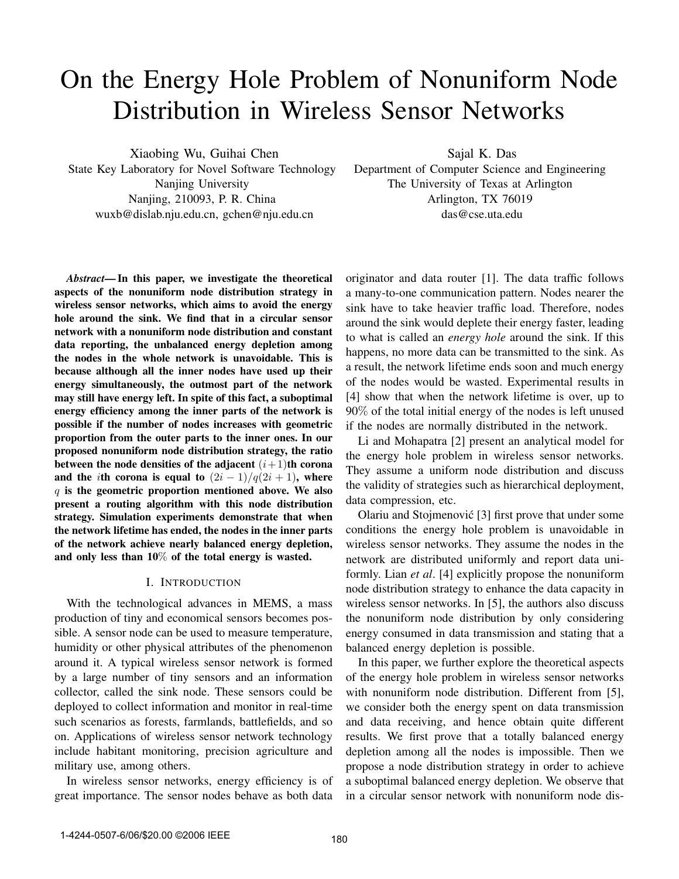# On the Energy Hole Problem of Nonuniform Node Distribution in Wireless Sensor Networks

Xiaobing Wu, Guihai Chen
State Key Laboratory for Novel Software Technology
Nanjing University
Nanjing, 210093, P. R. China
wuxb@dislab.nju.edu.cn, gchen@nju.edu.cn

Sajal K. Das
Department of Computer Science and Engineering
The University of Texas at Arlington
Arlington, TX 76019
das@cse.uta.edu

***Abstract*— In this paper, we investigate the theoretical aspects of the nonuniform node distribution strategy in wireless sensor networks, which aims to avoid the energy hole around the sink. We find that in a circular sensor network with a nonuniform node distribution and constant data reporting, the unbalanced energy depletion among the nodes in the whole network is unavoidable. This is because although all the inner nodes have used up their energy simultaneously, the outmost part of the network may still have energy left. In spite of this fact, a suboptimal energy efficiency among the inner parts of the network is possible if the number of nodes increases with geometric proportion from the outer parts to the inner ones. In our proposed nonuniform node distribution strategy, the ratio between the node densities of the adjacent $(i+1)$th corona and the $i$th corona is equal to $(2i-1)/q(2i+1)$, where $q$ is the geometric proportion mentioned above. We also present a routing algorithm with this node distribution strategy. Simulation experiments demonstrate that when the network lifetime has ended, the nodes in the inner parts of the network achieve nearly balanced energy depletion, and only less than 10% of the total energy is wasted.**

## I. Introduction

With the technological advances in MEMS, a mass production of tiny and economical sensors becomes possible. A sensor node can be used to measure temperature, humidity or other physical attributes of the phenomenon around it. A typical wireless sensor network is formed by a large number of tiny sensors and an information collector, called the sink node. These sensors could be deployed to collect information and monitor in real-time such scenarios as forests, farmlands, battlefields, and so on. Applications of wireless sensor network technology include habitant monitoring, precision agriculture and military use, among others.

In wireless sensor networks, energy efficiency is of great importance. The sensor nodes behave as both data originator and data router [1]. The data traffic follows a many-to-one communication pattern. Nodes nearer the sink have to take heavier traffic load. Therefore, nodes around the sink would deplete their energy faster, leading to what is called an *energy hole* around the sink. If this happens, no more data can be transmitted to the sink. As a result, the network lifetime ends soon and much energy of the nodes would be wasted. Experimental results in [4] show that when the network lifetime is over, up to 90% of the total initial energy of the nodes is left unused if the nodes are normally distributed in the network.

Li and Mohapatra [2] present an analytical model for the energy hole problem in wireless sensor networks. They assume a uniform node distribution and discuss the validity of strategies such as hierarchical deployment, data compression, etc.

Olariu and Stojmenović [3] first prove that under some conditions the energy hole problem is unavoidable in wireless sensor networks. They assume the nodes in the network are distributed uniformly and report data uniformly. Lian *et al*. [4] explicitly propose the nonuniform node distribution strategy to enhance the data capacity in wireless sensor networks. In [5], the authors also discuss the nonuniform node distribution by only considering energy consumed in data transmission and stating that a balanced energy depletion is possible.

In this paper, we further explore the theoretical aspects of the energy hole problem in wireless sensor networks with nonuniform node distribution. Different from [5], we consider both the energy spent on data transmission and data receiving, and hence obtain quite different results. We first prove that a totally balanced energy depletion among all the nodes is impossible. Then we propose a node distribution strategy in order to achieve a suboptimal balanced energy depletion. We observe that in a circular sensor network with nonuniform node dis-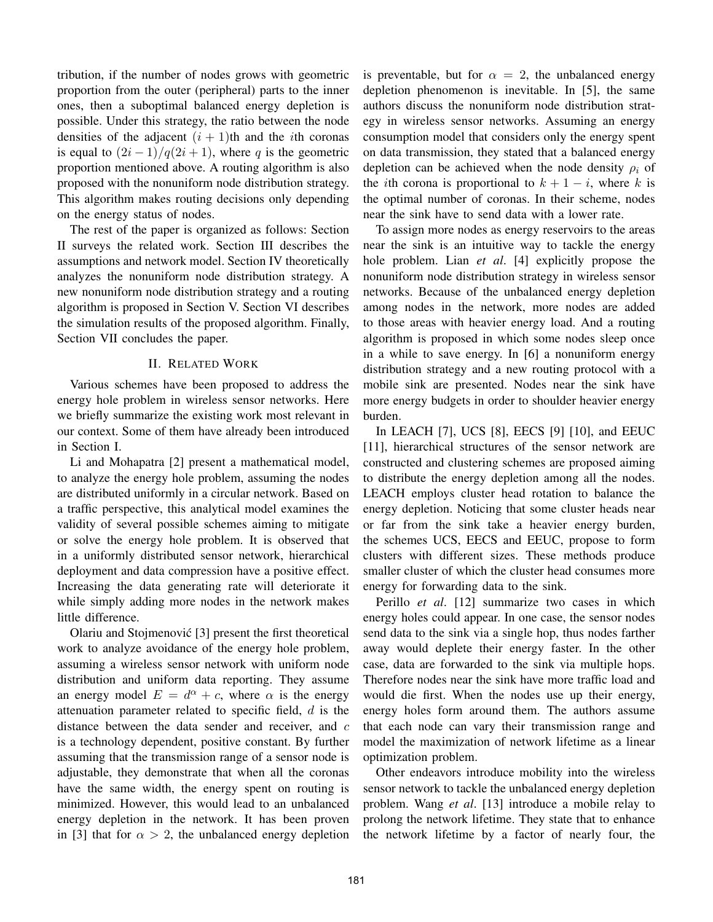tribution, if the number of nodes grows with geometric proportion from the outer (peripheral) parts to the inner ones, then a suboptimal balanced energy depletion is possible. Under this strategy, the ratio between the node densities of the adjacent $(i+1)$th and the $i$th coronas is equal to $(2i-1)/q(2i+1)$, where $q$ is the geometric proportion mentioned above. A routing algorithm is also proposed with the nonuniform node distribution strategy. This algorithm makes routing decisions only depending on the energy status of nodes.

The rest of the paper is organized as follows: Section II surveys the related work. Section III describes the assumptions and network model. Section IV theoretically analyzes the nonuniform node distribution strategy. A new nonuniform node distribution strategy and a routing algorithm is proposed in Section V. Section VI describes the simulation results of the proposed algorithm. Finally, Section VII concludes the paper.

## II. Related Work

Various schemes have been proposed to address the energy hole problem in wireless sensor networks. Here we briefly summarize the existing work most relevant in our context. Some of them have already been introduced in Section I.

Li and Mohapatra [2] present a mathematical model, to analyze the energy hole problem, assuming the nodes are distributed uniformly in a circular network. Based on a traffic perspective, this analytical model examines the validity of several possible schemes aiming to mitigate or solve the energy hole problem. It is observed that in a uniformly distributed sensor network, hierarchical deployment and data compression have a positive effect. Increasing the data generating rate will deteriorate it while simply adding more nodes in the network makes little difference.

Olariu and Stojmenović [3] present the first theoretical work to analyze avoidance of the energy hole problem, assuming a wireless sensor network with uniform node distribution and uniform data reporting. They assume an energy model $E = d^{\alpha} + c$, where $\alpha$ is the energy attenuation parameter related to specific field, $d$ is the distance between the data sender and receiver, and $c$ is a technology dependent, positive constant. By further assuming that the transmission range of a sensor node is adjustable, they demonstrate that when all the coronas have the same width, the energy spent on routing is minimized. However, this would lead to an unbalanced energy depletion in the network. It has been proven in [3] that for $\alpha > 2$, the unbalanced energy depletion is preventable, but for $\alpha = 2$, the unbalanced energy depletion phenomenon is inevitable. In [5], the same authors discuss the nonuniform node distribution strategy in wireless sensor networks. Assuming an energy consumption model that considers only the energy spent on data transmission, they stated that a balanced energy depletion can be achieved when the node density $\rho_i$ of the $i$th corona is proportional to $k+1-i$, where $k$ is the optimal number of coronas. In their scheme, nodes near the sink have to send data with a lower rate.

To assign more nodes as energy reservoirs to the areas near the sink is an intuitive way to tackle the energy hole problem. Lian *et al*. [4] explicitly propose the nonuniform node distribution strategy in wireless sensor networks. Because of the unbalanced energy depletion among nodes in the network, more nodes are added to those areas with heavier energy load. And a routing algorithm is proposed in which some nodes sleep once in a while to save energy. In [6] a nonuniform energy distribution strategy and a new routing protocol with a mobile sink are presented. Nodes near the sink have more energy budgets in order to shoulder heavier energy burden.

In LEACH [7], UCS [8], EECS [9] [10], and EEUC [11], hierarchical structures of the sensor network are constructed and clustering schemes are proposed aiming to distribute the energy depletion among all the nodes. LEACH employs cluster head rotation to balance the energy depletion. Noticing that some cluster heads near or far from the sink take a heavier energy burden, the schemes UCS, EECS and EEUC, propose to form clusters with different sizes. These methods produce smaller cluster of which the cluster head consumes more energy for forwarding data to the sink.

Perillo *et al*. [12] summarize two cases in which energy holes could appear. In one case, the sensor nodes send data to the sink via a single hop, thus nodes farther away would deplete their energy faster. In the other case, data are forwarded to the sink via multiple hops. Therefore nodes near the sink have more traffic load and would die first. When the nodes use up their energy, energy holes form around them. The authors assume that each node can vary their transmission range and model the maximization of network lifetime as a linear optimization problem.

Other endeavors introduce mobility into the wireless sensor network to tackle the unbalanced energy depletion problem. Wang *et al*. [13] introduce a mobile relay to prolong the network lifetime. They state that to enhance the network lifetime by a factor of nearly four, the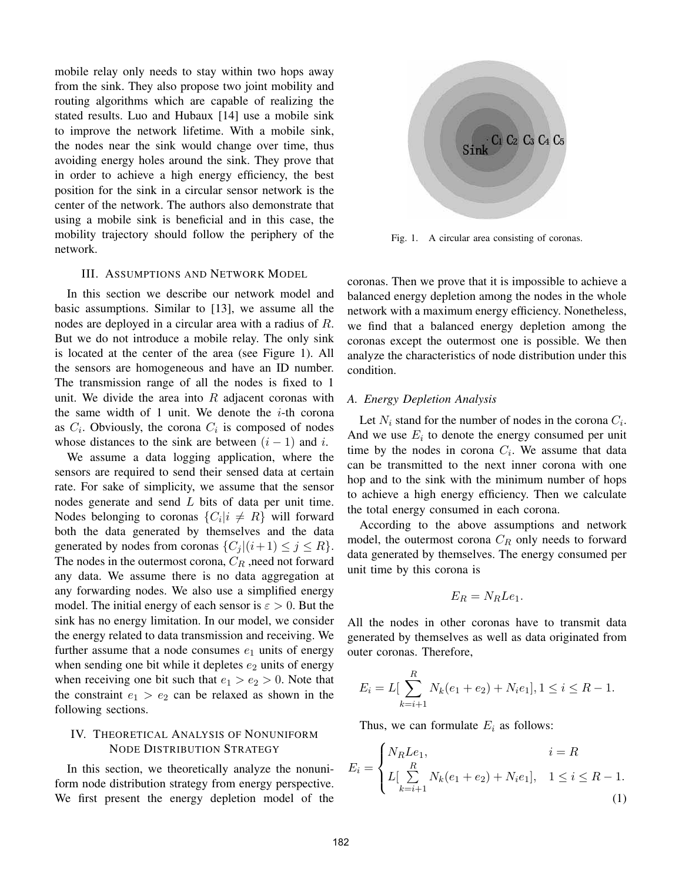mobile relay only needs to stay within two hops away from the sink. They also propose two joint mobility and routing algorithms which are capable of realizing the stated results. Luo and Hubaux [14] use a mobile sink to improve the network lifetime. With a mobile sink, the nodes near the sink would change over time, thus avoiding energy holes around the sink. They prove that in order to achieve a high energy efficiency, the best position for the sink in a circular sensor network is the center of the network. The authors also demonstrate that using a mobile sink is beneficial and in this case, the mobility trajectory should follow the periphery of the network.

## III. Assumptions and Network Model

In this section we describe our network model and basic assumptions. Similar to [13], we assume all the nodes are deployed in a circular area with a radius of $R$. But we do not introduce a mobile relay. The only sink is located at the center of the area (see Figure 1). All the sensors are homogeneous and have an ID number. The transmission range of all the nodes is fixed to 1 unit. We divide the area into $R$ adjacent coronas with the same width of 1 unit. We denote the $i$-th corona as $C_i$. Obviously, the corona $C_i$ is composed of nodes whose distances to the sink are between $(i-1)$ and $i$.

We assume a data logging application, where the sensors are required to send their sensed data at certain rate. For sake of simplicity, we assume that the sensor nodes generate and send $L$ bits of data per unit time. Nodes belonging to coronas $\{C_i|i \neq R\}$ will forward both the data generated by themselves and the data generated by nodes from coronas $\{C_j|(i+1) \leq j \leq R\}$. The nodes in the outermost corona, $C_R$ ,need not forward any data. We assume there is no data aggregation at any forwarding nodes. We also use a simplified energy model. The initial energy of each sensor is $\varepsilon > 0$. But the sink has no energy limitation. In our model, we consider the energy related to data transmission and receiving. We further assume that a node consumes $e_1$ units of energy when sending one bit while it depletes $e_2$ units of energy when receiving one bit such that $e_1 > e_2 > 0$. Note that the constraint $e_1 > e_2$ can be relaxed as shown in the following sections.

## IV. Theoretical Analysis of Nonuniform Node Distribution Strategy

In this section, we theoretically analyze the nonuniform node distribution strategy from energy perspective. We first present the energy depletion model of the coronas. Then we prove that it is impossible to achieve a balanced energy depletion among the nodes in the whole network with a maximum energy efficiency. Nonetheless, we find that a balanced energy depletion among the coronas except the outermost one is possible. We then analyze the characteristics of node distribution under this condition.

Sink $C_1$ $C_2$ $C_3$ $C_4$ $C_5$

Fig. 1. A circular area consisting of coronas.

### A. Energy Depletion Analysis

Let $N_i$ stand for the number of nodes in the corona $C_i$. And we use $E_i$ to denote the energy consumed per unit time by the nodes in corona $C_i$. We assume that data can be transmitted to the next inner corona with one hop and to the sink with the minimum number of hops to achieve a high energy efficiency. Then we calculate the total energy consumed in each corona.

According to the above assumptions and network model, the outermost corona $C_R$ only needs to forward data generated by themselves. The energy consumed per unit time by this corona is

$$E_R = N_R L e_1.$$

All the nodes in other coronas have to transmit data generated by themselves as well as data originated from outer coronas. Therefore,

$$E_i = L[\sum_{k=i+1}^{R} N_k(e_1 + e_2) + N_i e_1], 1 \leq i \leq R-1.$$

Thus, we can formulate $E_i$ as follows:

$$E_i = \begin{cases} N_R L e_1, & i = R \\ L[\sum\limits_{k=i+1}^{R} N_k(e_1 + e_2) + N_i e_1], & 1 \leq i \leq R-1. \end{cases} \quad (1)$$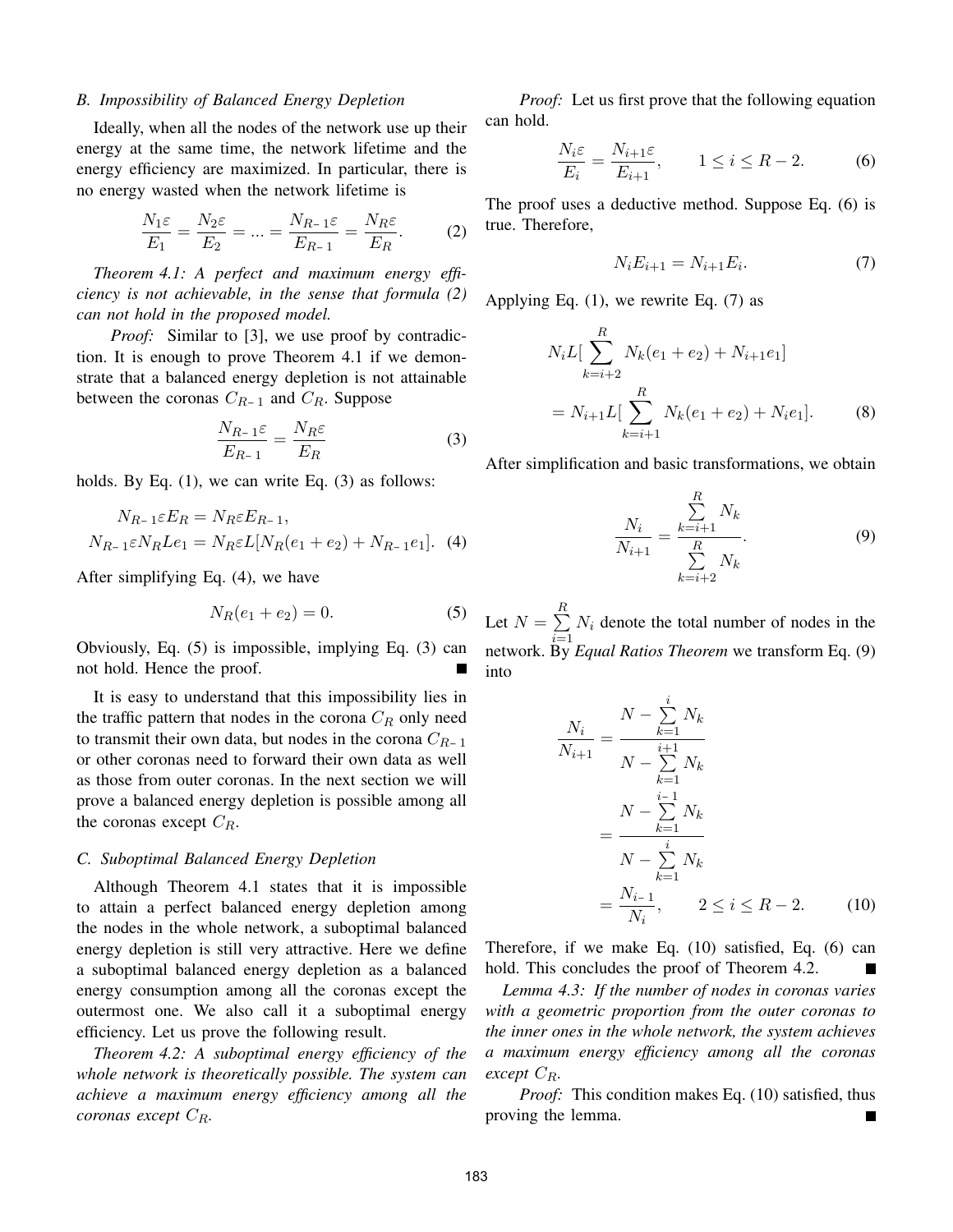### B. Impossibility of Balanced Energy Depletion

Ideally, when all the nodes of the network use up their energy at the same time, the network lifetime and the energy efficiency are maximized. In particular, there is no energy wasted when the network lifetime is

$$\frac{N_1\varepsilon}{E_1} = \frac{N_2\varepsilon}{E_2} = ... = \frac{N_{R-1}\varepsilon}{E_{R-1}} = \frac{N_R\varepsilon}{E_R}. \tag{2}$$

*Theorem 4.1: A perfect and maximum energy efficiency is not achievable, in the sense that formula (2) can not hold in the proposed model.*

*Proof:* Similar to [3], we use proof by contradiction. It is enough to prove Theorem 4.1 if we demonstrate that a balanced energy depletion is not attainable between the coronas $C_{R-1}$ and $C_R$. Suppose

$$\frac{N_{R-1}\varepsilon}{E_{R-1}} = \frac{N_R\varepsilon}{E_R} \tag{3}$$

holds. By Eq. (1), we can write Eq. (3) as follows:

$$\begin{aligned} &N_{R-1}\varepsilon E_R = N_R\varepsilon E_{R-1}, \\ &N_{R-1}\varepsilon N_R L e_1 = N_R\varepsilon L[N_R(e_1+e_2) + N_{R-1}e_1]. \end{aligned} \tag{4}$$

After simplifying Eq. (4), we have

$$N_R(e_1+e_2) = 0. \tag{5}$$

Obviously, Eq. (5) is impossible, implying Eq. (3) can not hold. Hence the proof. ∎

It is easy to understand that this impossibility lies in the traffic pattern that nodes in the corona $C_R$ only need to transmit their own data, but nodes in the corona $C_{R-1}$ or other coronas need to forward their own data as well as those from outer coronas. In the next section we will prove a balanced energy depletion is possible among all the coronas except $C_R$.

### C. Suboptimal Balanced Energy Depletion

Although Theorem 4.1 states that it is impossible to attain a perfect balanced energy depletion among the nodes in the whole network, a suboptimal balanced energy depletion is still very attractive. Here we define a suboptimal balanced energy depletion as a balanced energy consumption among all the coronas except the outermost one. We also call it a suboptimal energy efficiency. Let us prove the following result.

*Theorem 4.2: A suboptimal energy efficiency of the whole network is theoretically possible. The system can achieve a maximum energy efficiency among all the coronas except $C_R$.*

*Proof:* Let us first prove that the following equation can hold.

$$\frac{N_i\varepsilon}{E_i} = \frac{N_{i+1}\varepsilon}{E_{i+1}}, \qquad 1 \le i \le R-2. \tag{6}$$

The proof uses a deductive method. Suppose Eq. (6) is true. Therefore,

$$N_i E_{i+1} = N_{i+1} E_i. \tag{7}$$

Applying Eq. (1), we rewrite Eq. (7) as

$$\begin{aligned} &N_i L[\sum_{k=i+2}^{R} N_k(e_1+e_2) + N_{i+1}e_1] \\ &= N_{i+1} L[\sum_{k=i+1}^{R} N_k(e_1+e_2) + N_i e_1]. \end{aligned} \tag{8}$$

After simplification and basic transformations, we obtain

$$\frac{N_i}{N_{i+1}} = \frac{\sum_{k=i+1}^{R} N_k}{\sum_{k=i+2}^{R} N_k}. \tag{9}$$

Let $N = \sum_{i=1}^{R} N_i$ denote the total number of nodes in the network. By *Equal Ratios Theorem* we transform Eq. (9) into

$$\begin{aligned} \frac{N_i}{N_{i+1}} &= \frac{N - \sum_{k=1}^{i} N_k}{N - \sum_{k=1}^{i+1} N_k} \\ &= \frac{N - \sum_{k=1}^{i-1} N_k}{N - \sum_{k=1}^{i} N_k} \\ &= \frac{N_{i-1}}{N_i}, \qquad 2 \le i \le R-2. \end{aligned} \tag{10}$$

Therefore, if we make Eq. (10) satisfied, Eq. (6) can hold. This concludes the proof of Theorem 4.2. ∎

*Lemma 4.3: If the number of nodes in coronas varies with a geometric proportion from the outer coronas to the inner ones in the whole network, the system achieves a maximum energy efficiency among all the coronas except $C_R$.*

*Proof:* This condition makes Eq. (10) satisfied, thus proving the lemma. ∎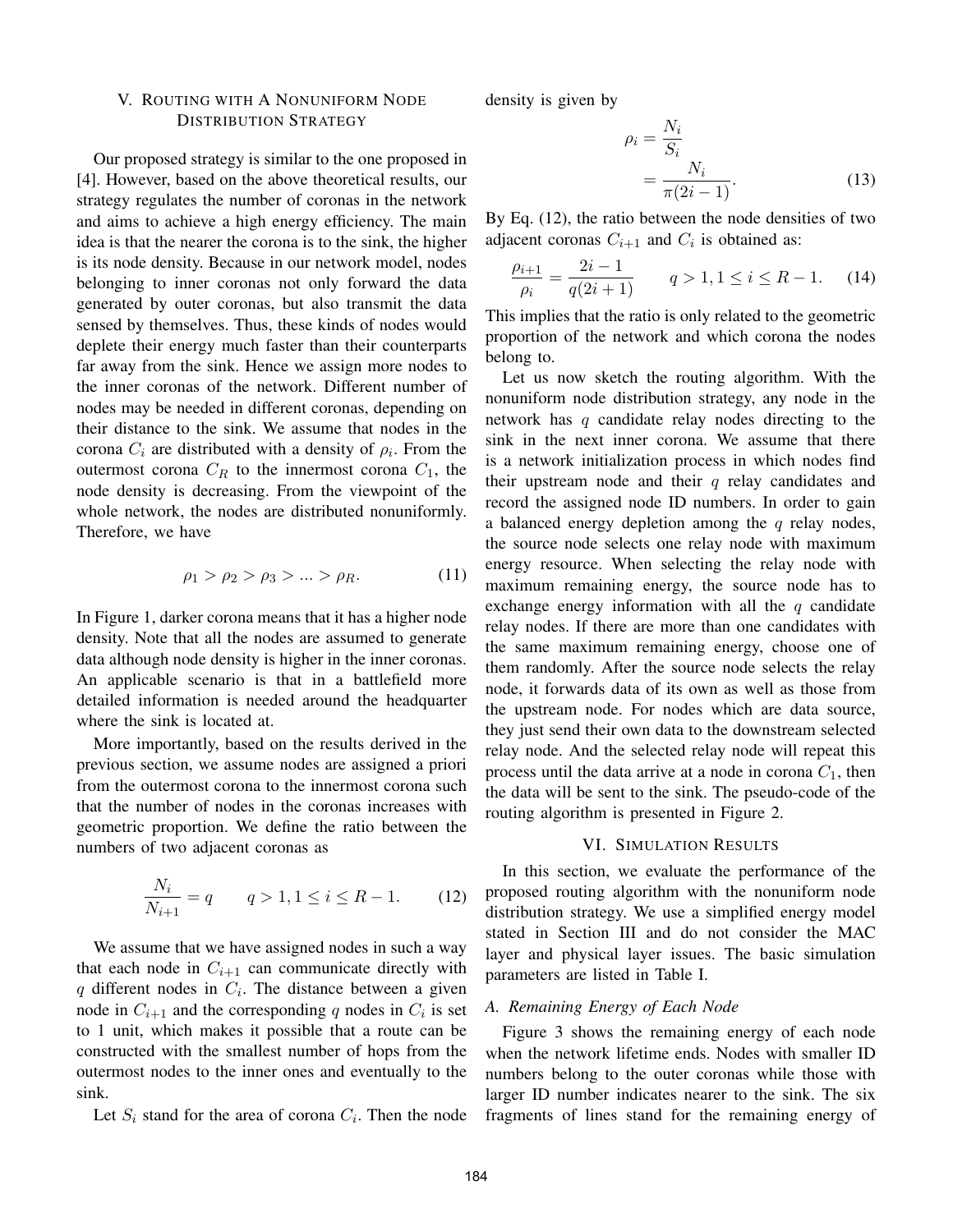## V. Routing with a Nonuniform Node Distribution Strategy

Our proposed strategy is similar to the one proposed in [4]. However, based on the above theoretical results, our strategy regulates the number of coronas in the network and aims to achieve a high energy efficiency. The main idea is that the nearer the corona is to the sink, the higher is its node density. Because in our network model, nodes belonging to inner coronas not only forward the data generated by outer coronas, but also transmit the data sensed by themselves. Thus, these kinds of nodes would deplete their energy much faster than their counterparts far away from the sink. Hence we assign more nodes to the inner coronas of the network. Different number of nodes may be needed in different coronas, depending on their distance to the sink. We assume that nodes in the corona $C_i$ are distributed with a density of $\rho_i$. From the outermost corona $C_R$ to the innermost corona $C_1$, the node density is decreasing. From the viewpoint of the whole network, the nodes are distributed nonuniformly. Therefore, we have

$$\rho_1 > \rho_2 > \rho_3 > ... > \rho_R. \tag{11}$$

In Figure 1, darker corona means that it has a higher node density. Note that all the nodes are assumed to generate data although node density is higher in the inner coronas. An applicable scenario is that in a battlefield more detailed information is needed around the headquarter where the sink is located at.

More importantly, based on the results derived in the previous section, we assume nodes are assigned a priori from the outermost corona to the innermost corona such that the number of nodes in the coronas increases with geometric proportion. We define the ratio between the numbers of two adjacent coronas as

$$\frac{N_i}{N_{i+1}} = q \qquad q > 1, 1 \leq i \leq R-1. \tag{12}$$

We assume that we have assigned nodes in such a way that each node in $C_{i+1}$ can communicate directly with $q$ different nodes in $C_i$. The distance between a given node in $C_{i+1}$ and the corresponding $q$ nodes in $C_i$ is set to 1 unit, which makes it possible that a route can be constructed with the smallest number of hops from the outermost nodes to the inner ones and eventually to the sink.

Let $S_i$ stand for the area of corona $C_i$. Then the node density is given by

$$\begin{aligned}\rho_i &= \frac{N_i}{S_i} \\ &= \frac{N_i}{\pi(2i-1)}.\end{aligned} \tag{13}$$

By Eq. (12), the ratio between the node densities of two adjacent coronas $C_{i+1}$ and $C_i$ is obtained as:

$$\frac{\rho_{i+1}}{\rho_i} = \frac{2i-1}{q(2i+1)} \qquad q > 1, 1 \leq i \leq R-1. \tag{14}$$

This implies that the ratio is only related to the geometric proportion of the network and which corona the nodes belong to.

Let us now sketch the routing algorithm. With the nonuniform node distribution strategy, any node in the network has $q$ candidate relay nodes directing to the sink in the next inner corona. We assume that there is a network initialization process in which nodes find their upstream node and their $q$ relay candidates and record the assigned node ID numbers. In order to gain a balanced energy depletion among the $q$ relay nodes, the source node selects one relay node with maximum energy resource. When selecting the relay node with maximum remaining energy, the source node has to exchange energy information with all the $q$ candidate relay nodes. If there are more than one candidates with the same maximum remaining energy, choose one of them randomly. After the source node selects the relay node, it forwards data of its own as well as those from the upstream node. For nodes which are data source, they just send their own data to the downstream selected relay node. And the selected relay node will repeat this process until the data arrive at a node in corona $C_1$, then the data will be sent to the sink. The pseudo-code of the routing algorithm is presented in Figure 2.

## VI. Simulation Results

In this section, we evaluate the performance of the proposed routing algorithm with the nonuniform node distribution strategy. We use a simplified energy model stated in Section III and do not consider the MAC layer and physical layer issues. The basic simulation parameters are listed in Table I.

### A. Remaining Energy of Each Node

Figure 3 shows the remaining energy of each node when the network lifetime ends. Nodes with smaller ID numbers belong to the outer coronas while those with larger ID number indicates nearer to the sink. The six fragments of lines stand for the remaining energy of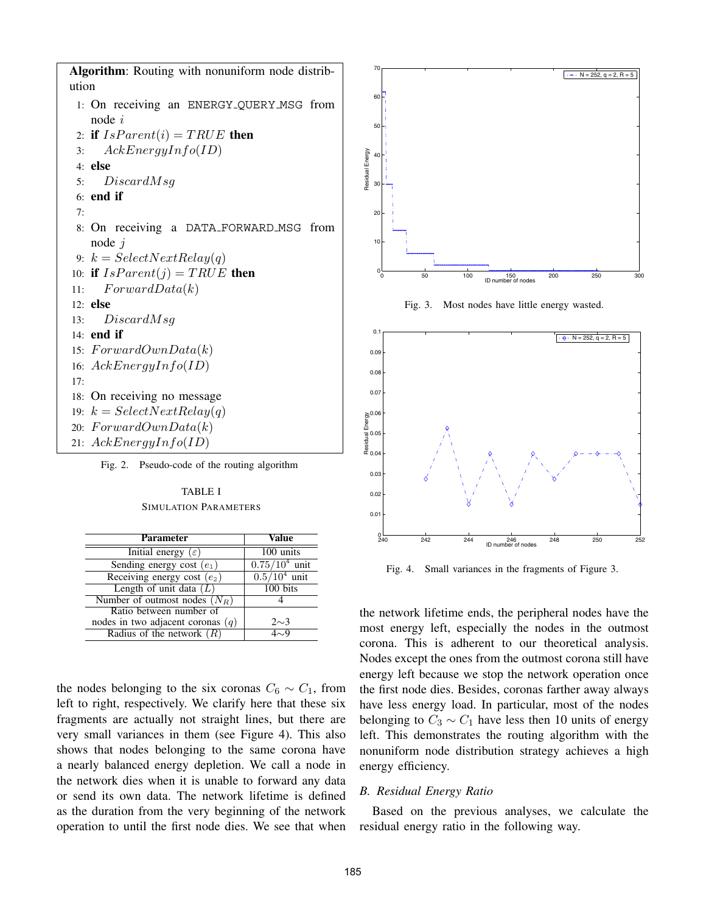**Algorithm**: Routing with nonuniform node distribution

```
1: On receiving an ENERGY_QUERY_MSG from node i
2: if IsParent(i) = TRUE then
3:    AckEnergyInfo(ID)
4: else
5:    DiscardMsg
6: end if
7:
8: On receiving a DATA_FORWARD_MSG from node j
9: k = SelectNextRelay(q)
10: if IsParent(j) = TRUE then
11:    ForwardData(k)
12: else
13:    DiscardMsg
14: end if
15: ForwardOwnData(k)
16: AckEnergyInfo(ID)
17:
18: On receiving no message
19: k = SelectNextRelay(q)
20: ForwardOwnData(k)
21: AckEnergyInfo(ID)
```

Fig. 2. Pseudo-code of the routing algorithm

TABLE I
SIMULATION PARAMETERS

| Parameter | Value |
|---|---|
| Initial energy ($\varepsilon$) | 100 units |
| Sending energy cost ($e_1$) | $0.75/10^4$ unit |
| Receiving energy cost ($e_2$) | $0.5/10^4$ unit |
| Length of unit data ($L$) | 100 bits |
| Number of outmost nodes ($N_R$) | 4 |
| Ratio between number of nodes in two adjacent coronas ($q$) | 2∼3 |
| Radius of the network ($R$) | 4∼9 |

the nodes belonging to the six coronas $C_6 \sim C_1$, from left to right, respectively. We clarify here that these six fragments are actually not straight lines, but there are very small variances in them (see Figure 4). This also shows that nodes belonging to the same corona have a nearly balanced energy depletion. We call a node in the network dies when it is unable to forward any data or send its own data. The network lifetime is defined as the duration from the very beginning of the network operation to until the first node dies. We see that when

Fig. 3. Most nodes have little energy wasted.

Fig. 4. Small variances in the fragments of Figure 3.

the network lifetime ends, the peripheral nodes have the most energy left, especially the nodes in the outmost corona. This is adherent to our theoretical analysis. Nodes except the ones from the outmost corona still have energy left because we stop the network operation once the first node dies. Besides, coronas farther away always have less energy load. In particular, most of the nodes belonging to $C_3 \sim C_1$ have less then 10 units of energy left. This demonstrates the routing algorithm with the nonuniform node distribution strategy achieves a high energy efficiency.

### B. Residual Energy Ratio

Based on the previous analyses, we calculate the residual energy ratio in the following way.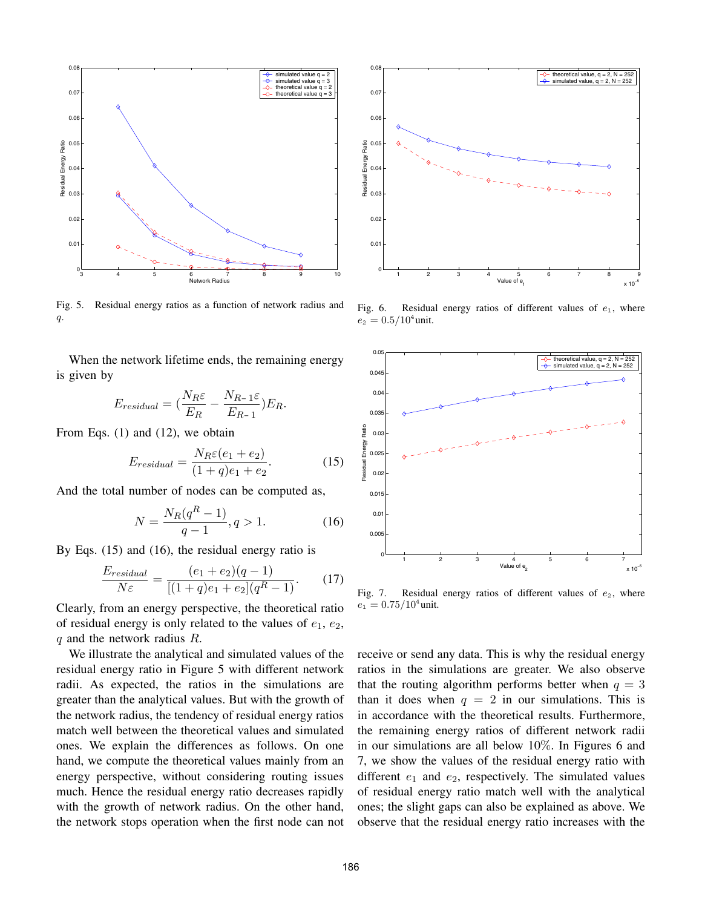Fig. 5. Residual energy ratios as a function of network radius and $q$.

Fig. 6. Residual energy ratios of different values of $e_1$, where $e_2 = 0.5/10^4$unit.

Fig. 7. Residual energy ratios of different values of $e_2$, where $e_1 = 0.75/10^4$unit.

When the network lifetime ends, the remaining energy is given by

$$E_{residual} = (\frac{N_R\varepsilon}{E_R} - \frac{N_{R-1}\varepsilon}{E_{R-1}})E_R.$$

From Eqs. (1) and (12), we obtain

$$E_{residual} = \frac{N_R\varepsilon(e_1 + e_2)}{(1+q)e_1 + e_2}. \quad (15)$$

And the total number of nodes can be computed as,

$$N = \frac{N_R(q^R - 1)}{q-1}, q > 1. \quad (16)$$

By Eqs. (15) and (16), the residual energy ratio is

$$\frac{E_{residual}}{N\varepsilon} = \frac{(e_1 + e_2)(q-1)}{[(1+q)e_1 + e_2](q^R - 1)}. \quad (17)$$

Clearly, from an energy perspective, the theoretical ratio of residual energy is only related to the values of $e_1$, $e_2$, $q$ and the network radius $R$.

We illustrate the analytical and simulated values of the residual energy ratio in Figure 5 with different network radii. As expected, the ratios in the simulations are greater than the analytical values. But with the growth of the network radius, the tendency of residual energy ratios match well between the theoretical values and simulated ones. We explain the differences as follows. On one hand, we compute the theoretical values mainly from an energy perspective, without considering routing issues much. Hence the residual energy ratio decreases rapidly with the growth of network radius. On the other hand, the network stops operation when the first node can not receive or send any data. This is why the residual energy ratios in the simulations are greater. We also observe that the routing algorithm performs better when $q = 3$ than it does when $q = 2$ in our simulations. This is in accordance with the theoretical results. Furthermore, the remaining energy ratios of different network radii in our simulations are all below 10%. In Figures 6 and 7, we show the values of the residual energy ratio with different $e_1$ and $e_2$, respectively. The simulated values of residual energy ratio match well with the analytical ones; the slight gaps can also be explained as above. We observe that the residual energy ratio increases with the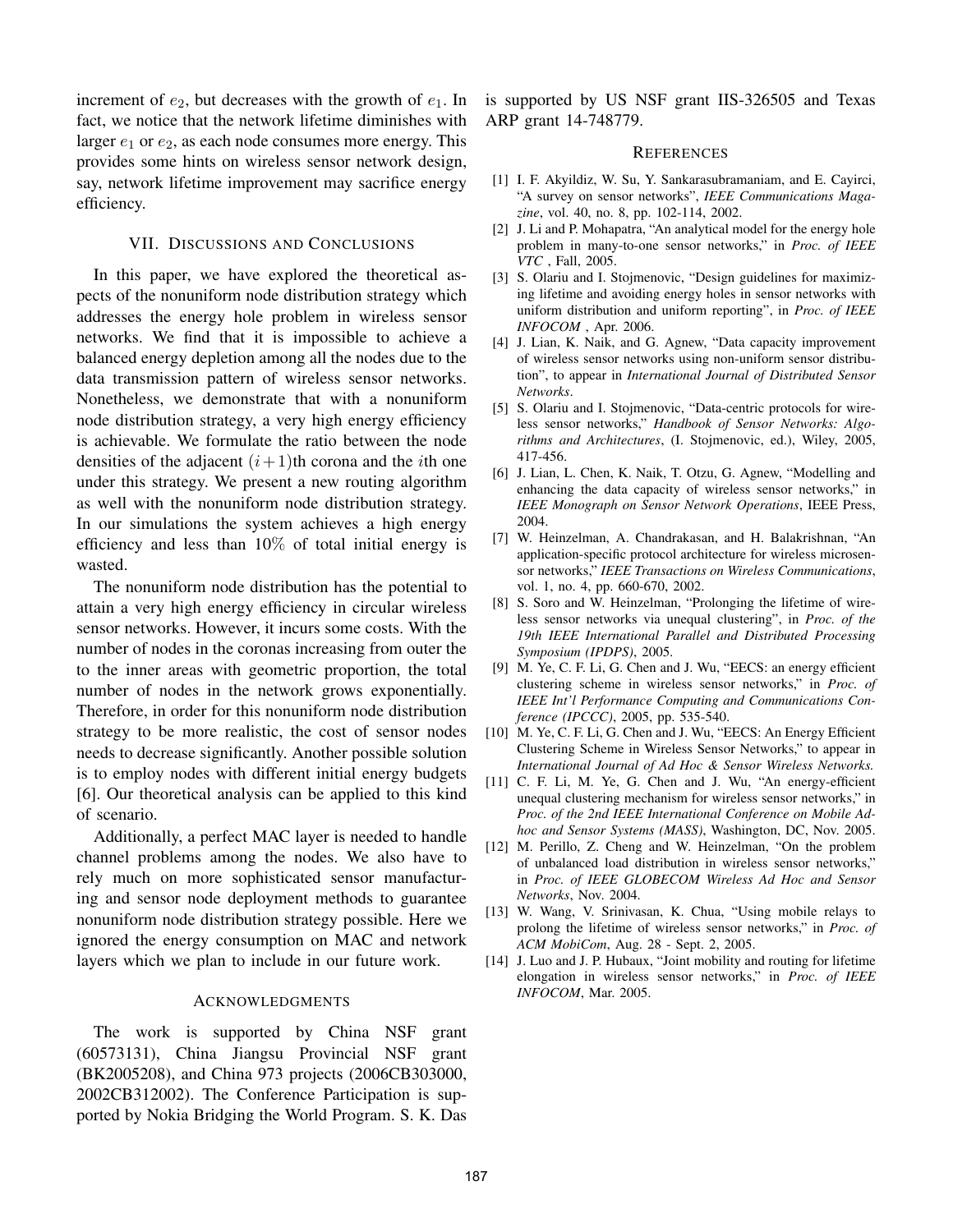increment of $e_2$, but decreases with the growth of $e_1$. In fact, we notice that the network lifetime diminishes with larger $e_1$ or $e_2$, as each node consumes more energy. This provides some hints on wireless sensor network design, say, network lifetime improvement may sacrifice energy efficiency.

## VII. Discussions and Conclusions

In this paper, we have explored the theoretical aspects of the nonuniform node distribution strategy which addresses the energy hole problem in wireless sensor networks. We find that it is impossible to achieve a balanced energy depletion among all the nodes due to the data transmission pattern of wireless sensor networks. Nonetheless, we demonstrate that with a nonuniform node distribution strategy, a very high energy efficiency is achievable. We formulate the ratio between the node densities of the adjacent $(i+1)$th corona and the $i$th one under this strategy. We present a new routing algorithm as well with the nonuniform node distribution strategy. In our simulations the system achieves a high energy efficiency and less than $10\%$ of total initial energy is wasted.

The nonuniform node distribution has the potential to attain a very high energy efficiency in circular wireless sensor networks. However, it incurs some costs. With the number of nodes in the coronas increasing from outer the to the inner areas with geometric proportion, the total number of nodes in the network grows exponentially. Therefore, in order for this nonuniform node distribution strategy to be more realistic, the cost of sensor nodes needs to decrease significantly. Another possible solution is to employ nodes with different initial energy budgets [6]. Our theoretical analysis can be applied to this kind of scenario.

Additionally, a perfect MAC layer is needed to handle channel problems among the nodes. We also have to rely much on more sophisticated sensor manufacturing and sensor node deployment methods to guarantee nonuniform node distribution strategy possible. Here we ignored the energy consumption on MAC and network layers which we plan to include in our future work.

## Acknowledgments

The work is supported by China NSF grant (60573131), China Jiangsu Provincial NSF grant (BK2005208), and China 973 projects (2006CB303000, 2002CB312002). The Conference Participation is supported by Nokia Bridging the World Program. S. K. Das is supported by US NSF grant IIS-326505 and Texas ARP grant 14-748779.

## References

[1] I. F. Akyildiz, W. Su, Y. Sankarasubramaniam, and E. Cayirci, "A survey on sensor networks", *IEEE Communications Magazine*, vol. 40, no. 8, pp. 102-114, 2002.

[2] J. Li and P. Mohapatra, "An analytical model for the energy hole problem in many-to-one sensor networks," in *Proc. of IEEE VTC* , Fall, 2005.

[3] S. Olariu and I. Stojmenovic, "Design guidelines for maximizing lifetime and avoiding energy holes in sensor networks with uniform distribution and uniform reporting", in *Proc. of IEEE INFOCOM* , Apr. 2006.

[4] J. Lian, K. Naik, and G. Agnew, "Data capacity improvement of wireless sensor networks using non-uniform sensor distribution", to appear in *International Journal of Distributed Sensor Networks*.

[5] S. Olariu and I. Stojmenovic, "Data-centric protocols for wireless sensor networks," *Handbook of Sensor Networks: Algorithms and Architectures*, (I. Stojmenovic, ed.), Wiley, 2005, 417-456.

[6] J. Lian, L. Chen, K. Naik, T. Otzu, G. Agnew, "Modelling and enhancing the data capacity of wireless sensor networks," in *IEEE Monograph on Sensor Network Operations*, IEEE Press, 2004.

[7] W. Heinzelman, A. Chandrakasan, and H. Balakrishnan, "An application-specific protocol architecture for wireless microsensor networks," *IEEE Transactions on Wireless Communications*, vol. 1, no. 4, pp. 660-670, 2002.

[8] S. Soro and W. Heinzelman, "Prolonging the lifetime of wireless sensor networks via unequal clustering", in *Proc. of the 19th IEEE International Parallel and Distributed Processing Symposium (IPDPS)*, 2005.

[9] M. Ye, C. F. Li, G. Chen and J. Wu, "EECS: an energy efficient clustering scheme in wireless sensor networks," in *Proc. of IEEE Int'l Performance Computing and Communications Conference (IPCCC)*, 2005, pp. 535-540.

[10] M. Ye, C. F. Li, G. Chen and J. Wu, "EECS: An Energy Efficient Clustering Scheme in Wireless Sensor Networks," to appear in *International Journal of Ad Hoc & Sensor Wireless Networks.*

[11] C. F. Li, M. Ye, G. Chen and J. Wu, "An energy-efficient unequal clustering mechanism for wireless sensor networks," in *Proc. of the 2nd IEEE International Conference on Mobile Adhoc and Sensor Systems (MASS)*, Washington, DC, Nov. 2005.

[12] M. Perillo, Z. Cheng and W. Heinzelman, "On the problem of unbalanced load distribution in wireless sensor networks," in *Proc. of IEEE GLOBECOM Wireless Ad Hoc and Sensor Networks*, Nov. 2004.

[13] W. Wang, V. Srinivasan, K. Chua, "Using mobile relays to prolong the lifetime of wireless sensor networks," in *Proc. of ACM MobiCom*, Aug. 28 - Sept. 2, 2005.

[14] J. Luo and J. P. Hubaux, "Joint mobility and routing for lifetime elongation in wireless sensor networks," in *Proc. of IEEE INFOCOM*, Mar. 2005.